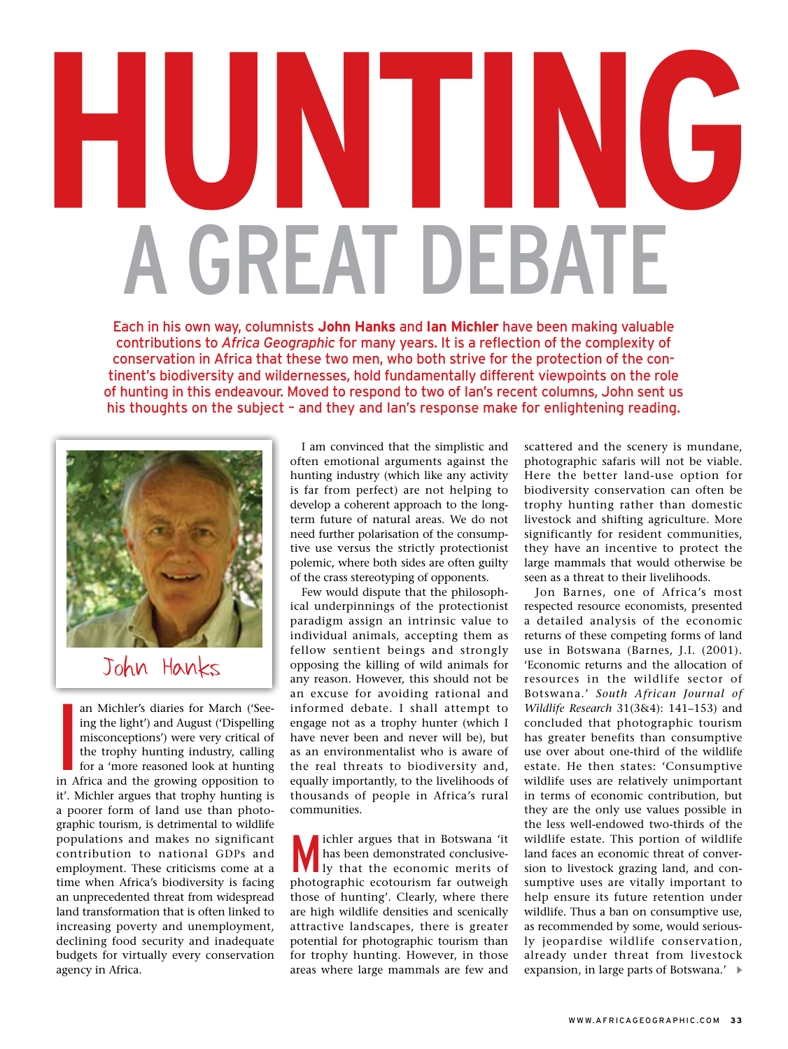# HUNTING

## A GREAT DEBATE

Each in his own way, columnists **John Hanks** and **Ian Michler** have been making valuable contributions to *Africa Geographic* for many years. It is a reflection of the complexity of conservation in Africa that these two men, who both strive for the protection of the continent's biodiversity and wildernesses, hold fundamentally different viewpoints on the role of hunting in this endeavour. Moved to respond to two of Ian's recent columns, John sent us his thoughts on the subject – and they and Ian's response make for enlightening reading.

John Hanks

Ian Michler's diaries for March ('Seeing the light') and August ('Dispelling misconceptions') were very critical of the trophy hunting industry, calling for a 'more reasoned look at hunting in Africa and the growing opposition to it'. Michler argues that trophy hunting is a poorer form of land use than photographic tourism, is detrimental to wildlife populations and makes no significant contribution to national GDPs and employment. These criticisms come at a time when Africa's biodiversity is facing an unprecedented threat from widespread land transformation that is often linked to increasing poverty and unemployment, declining food security and inadequate budgets for virtually every conservation agency in Africa.

I am convinced that the simplistic and often emotional arguments against the hunting industry (which like any activity is far from perfect) are not helping to develop a coherent approach to the long-term future of natural areas. We do not need further polarisation of the consumptive use versus the strictly protectionist polemic, where both sides are often guilty of the crass stereotyping of opponents.

Few would dispute that the philosophical underpinnings of the protectionist paradigm assign an intrinsic value to individual animals, accepting them as fellow sentient beings and strongly opposing the killing of wild animals for any reason. However, this should not be an excuse for avoiding rational and informed debate. I shall attempt to engage not as a trophy hunter (which I have never been and never will be), but as an environmentalist who is aware of the real threats to biodiversity and, equally importantly, to the livelihoods of thousands of people in Africa's rural communities.

Michler argues that in Botswana 'it has been demonstrated conclusively that the economic merits of photographic ecotourism far outweigh those of hunting'. Clearly, where there are high wildlife densities and scenically attractive landscapes, there is greater potential for photographic tourism than for trophy hunting. However, in those areas where large mammals are few and scattered and the scenery is mundane, photographic safaris will not be viable. Here the better land-use option for biodiversity conservation can often be trophy hunting rather than domestic livestock and shifting agriculture. More significantly for resident communities, they have an incentive to protect the large mammals that would otherwise be seen as a threat to their livelihoods.

Jon Barnes, one of Africa's most respected resource economists, presented a detailed analysis of the economic returns of these competing forms of land use in Botswana (Barnes, J.I. (2001). 'Economic returns and the allocation of resources in the wildlife sector of Botswana.' *South African Journal of Wildlife Research* 31(3&4): 141–153) and concluded that photographic tourism has greater benefits than consumptive use over about one-third of the wildlife estate. He then states: 'Consumptive wildlife uses are relatively unimportant in terms of economic contribution, but they are the only use values possible in the less well-endowed two-thirds of the wildlife estate. This portion of wildlife land faces an economic threat of conversion to livestock grazing land, and consumptive uses are vitally important to help ensure its future retention under wildlife. Thus a ban on consumptive use, as recommended by some, would seriously jeopardise wildlife conservation, already under threat from livestock expansion, in large parts of Botswana.'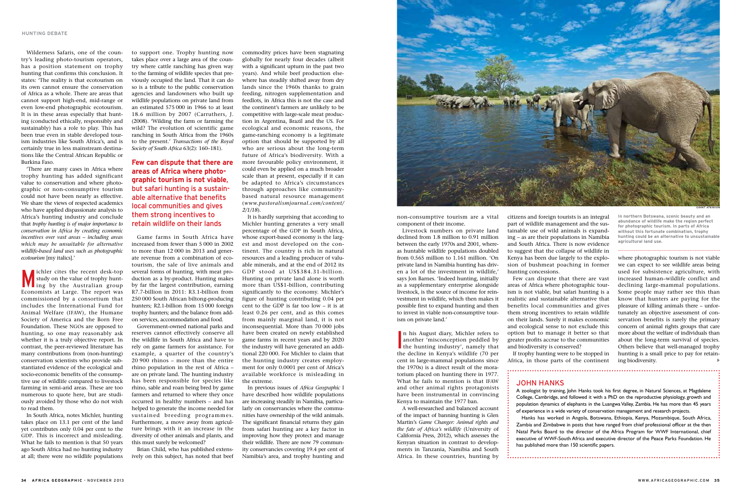Wilderness Safaris, one of the country's leading photo-tourism operators, has a position statement on trophy hunting that confirms this conclusion. It states: 'The reality is that ecotourism on its own cannot ensure the conservation of Africa as a whole. There are areas that cannot support high-end, mid-range or even low-end photographic ecotourism. It is in these areas especially that hunting (conducted ethically, responsibly and sustainably) has a role to play. This has been true even in stable developed tourism industries like South Africa's, and is certainly true in less mainstream destinations like the Central African Republic or Burkina Faso.

'There are many cases in Africa where trophy hunting has added significant value to conservation and where photographic or non-consumptive tourism could not have been nearly as effective. We share the views of respected academics who have applied dispassionate analysis to Africa's hunting industry and conclude that *trophy hunting is of major importance to conservation in Africa by creating economic incentives over vast areas – including areas which may be unsuitable for alternative wildlife-based land uses such as photographic ecotourism* [my italics].'

Michler cites the recent desk-top study on the value of trophy hunting by the Australian group Economists at Large. The report was commissioned by a consortium that includes the International Fund for Animal Welfare (IFAW), the Humane Society of America and the Born Free Foundation. These NGOs are opposed to hunting, so one may reasonably ask whether it is a truly objective report. In contrast, the peer-reviewed literature has many contributions from (non-hunting) conservation scientists who provide substantiated evidence of the ecological and socio-economic benefits of the consumptive use of wildlife compared to livestock farming in semi-arid areas. These are too numerous to quote here, but are studiously avoided by those who do not wish to read them.

In South Africa, notes Michler, hunting takes place on 13.1 per cent of the land yet contributes only 0.04 per cent to the GDP. This is incorrect and misleading. What he fails to mention is that 50 years ago South Africa had no hunting industry at all; there were no wildlife populations to support one. Trophy hunting now takes place over a large area of the country where cattle ranching has given way to the farming of wildlife species that previously occupied the land. That it can do so is a tribute to the public conservation agencies and landowners who built up wildlife populations on private land from an estimated 575 000 in 1966 to at least 18.6 million by 2007 (Carruthers, J. (2008). 'Wilding the farm or farming the wild? The evolution of scientific game ranching in South Africa from the 1960s to the present.' *Transactions of the Royal Society of South Africa* 63(2): 160–181).

**Few can dispute that there are areas of Africa where photographic tourism is not viable, but safari hunting is a sustainable alternative that benefits local communities and gives them strong incentives to retain wildlife on their lands**

Game farms in South Africa have increased from fewer than 5 000 in 2002 to more than 12 000 in 2013 and generate revenue from a combination of ecotourism, the sale of live animals and several forms of hunting, with meat production as a by-product. Hunting makes by far the largest contribution, earning R7.7-billion in 2011: R3.1-billion from 250 000 South African biltong-producing hunters; R2.1-billion from 15 000 foreign trophy hunters; and the balance from add-on services, accommodation and food.

Government-owned national parks and reserves cannot effectively conserve all the wildlife in South Africa and have to rely on game farmers for assistance. For example, a quarter of the country's 20 900 rhinos – more than the entire rhino population in the rest of Africa – are on private land. The hunting industry has been responsible for species like rhino, sable and roan being bred by game farmers and returned to where they once occurred in healthy numbers – and has helped to generate the income needed for sustained breeding programmes. Furthermore, a move away from agriculture brings with it an increase in the diversity of other animals and plants, and this must surely be welcomed?

Brian Child, who has published extensively on this subject, has noted that beef commodity prices have been stagnating globally for nearly four decades (albeit with a significant upturn in the past two years). And while beef production elsewhere has steadily shifted away from dry lands since the 1960s thanks to grain feeding, nitrogen supplementation and feedlots, in Africa this is not the case and the continent's farmers are unlikely to be competitive with large-scale meat production in Argentina, Brazil and the US. For ecological and economic reasons, the game-ranching economy is a legitimate option that should be supported by all who are serious about the long-term future of Africa's biodiversity. With a more favourable policy environment, it could even be applied on a much broader scale than at present, especially if it can be adapted to Africa's circumstances through approaches like community-based natural resource management (*www.pastoralismjournal.com/content/2/1/18*).

It is hardly surprising that according to Michler hunting generates a very small percentage of the GDP in South Africa, whose export-based economy is the largest and most developed on the continent. The country is rich in natural resources and a leading producer of valuable minerals, and at the end of 2012 its GDP stood at US$384.31-billion. Hunting on private land alone is worth more than US$1-billion, contributing significantly to the economy. Michler's figure of hunting contributing 0.04 per cent to the GDP is far too low – it is at least 0.26 per cent, and as this comes from mainly marginal land, it is not inconsequential. More than 70 000 jobs have been created on newly established game farms in recent years and by 2020 the industry will have generated an additional 220 000. For Michler to claim that the hunting industry creates employment for only 0.0001 per cent of Africa's available workforce is misleading in the extreme.

In previous issues of *Africa Geographic* I have described how wildlife populations are increasing steadily in Namibia, particularly on conservancies where the communities have ownership of the wild animals. The significant financial returns they gain from safari hunting are a key factor in improving how they protect and manage their wildlife. There are now 79 community conservancies covering 19.4 per cent of Namibia's area, and trophy hunting and non-consumptive tourism are a vital component of their income.

Livestock numbers on private land declined from 1.8 million to 0.91 million between the early 1970s and 2001, whereas huntable wildlife populations doubled from 0.565 million to 1.161 million. 'On private land in Namibia hunting has driven a lot of the investment in wildlife,' says Jon Barnes. 'Indeed hunting, initially as a supplementary enterprise alongside livestock, is the source of income for reinvestment in wildlife, which then makes it possible first to expand hunting and then to invest in viable non-consumptive tourism on private land.'

In his August diary, Michler refers to another 'misconception peddled by the hunting industry', namely that the decline in Kenya's wildlife (70 per cent in large-mammal populations since the 1970s) is a direct result of the moratorium placed on hunting there in 1977. What he fails to mention is that IFAW and other animal rights protagonists have been instrumental in convincing Kenya to maintain the 1977 ban.

A well-researched and balanced account of the impact of banning hunting is Glen Martin's *Game Changer: Animal rights and the fate of Africa's wildlife* (University of California Press, 2012), which assesses the Kenyan situation in contrast to developments in Tanzania, Namibia and South Africa. In these countries, hunting by citizens and foreign tourists is an integral part of wildlife management and the sustainable use of wild animals is expanding – as are their populations in Namibia and South Africa. There is now evidence to suggest that the collapse of wildlife in Kenya has been due largely to the explosion of bushmeat poaching in former hunting concessions.

Few can dispute that there are vast areas of Africa where photographic tourism is not viable, but safari hunting is a realistic and sustainable alternative that benefits local communities and gives them strong incentives to retain wildlife on their lands. Surely it makes economic and ecological sense to not exclude this option but to manage it better so that greater profits accrue to the communities and biodiversity is conserved?

If trophy hunting were to be stopped in Africa, in those parts of the continent where photographic tourism is not viable we can expect to see wildlife areas being used for subsistence agriculture, with increased human–wildlife conflict and declining large-mammal populations. Some people may rather see this than know that hunters are paying for the pleasure of killing animals there – unfortunately an objective assessment of conservation benefits is rarely the primary concern of animal rights groups that care more about the welfare of individuals than about the long-term survival of species. Others believe that well-managed trophy hunting is a small price to pay for retaining biodiversity.

**In northern Botswana, scenic beauty and an abundance of wildlife make the region perfect for photographic tourism. In parts of Africa without this fortunate combination, trophy hunting could be an alternative to unsustainable agricultural land use.**

## JOHN HANKS

A zoologist by training, John Hanks took his first degree, in Natural Sciences, at Magdalene College, Cambridge, and followed it with a PhD on the reproductive physiology, growth and population dynamics of elephants in the Luangwa Valley, Zambia. He has more than 45 years of experience in a wide variety of conservation management and research projects.

Hanks has worked in Angola, Botswana, Ethiopia, Kenya, Mozambique, South Africa, Zambia and Zimbabwe in posts that have ranged from chief professional officer at the then Natal Parks Board to the director of the Africa Program for WWF International, chief executive of WWF-South Africa and executive director of the Peace Parks Foundation. He has published more than 150 scientific papers.